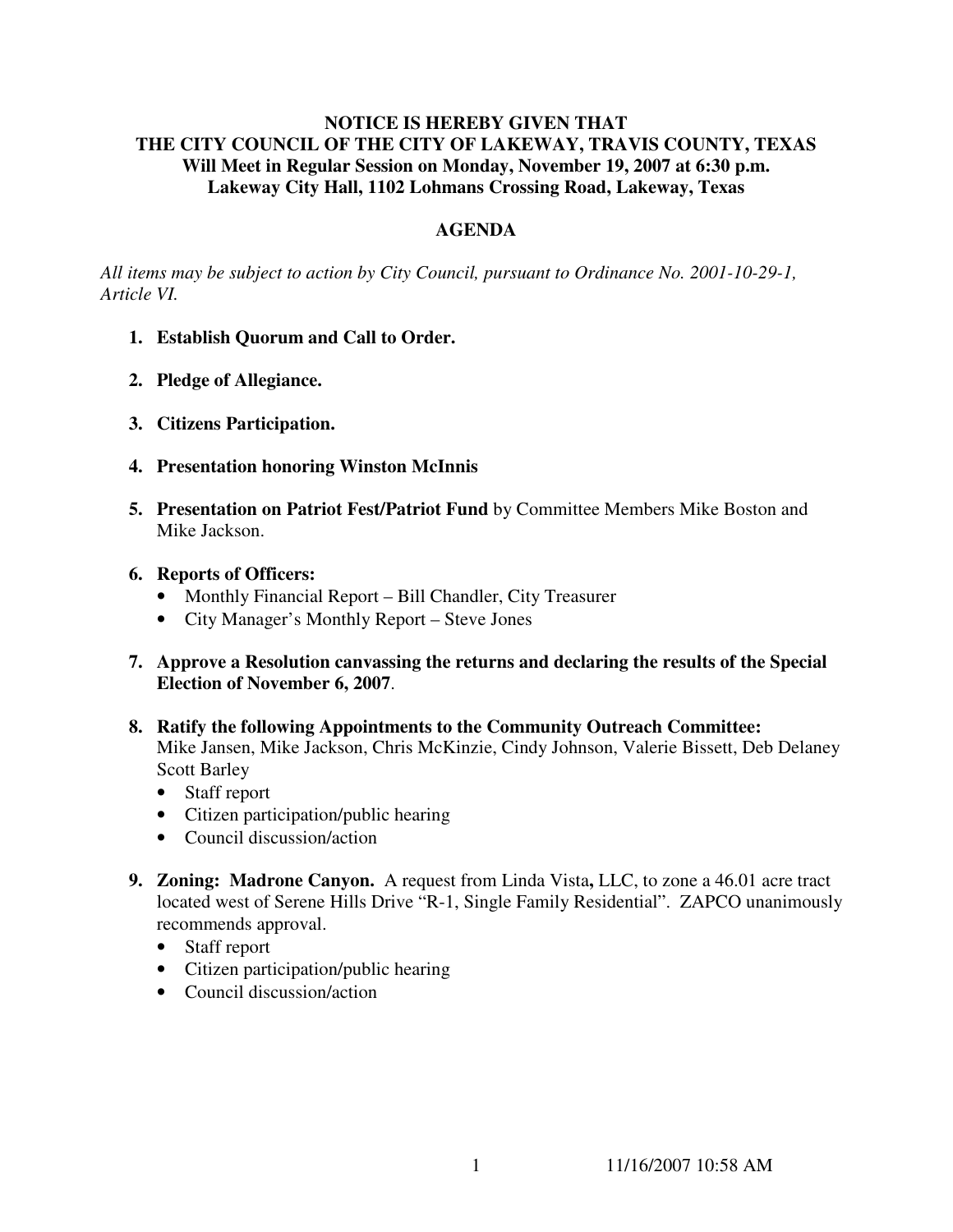**NOTICE IS HEREBY GIVEN THAT**
**THE CITY COUNCIL OF THE CITY OF LAKEWAY, TRAVIS COUNTY, TEXAS**
**Will Meet in Regular Session on Monday, November 19, 2007 at 6:30 p.m.**
**Lakeway City Hall, 1102 Lohmans Crossing Road, Lakeway, Texas**

## AGENDA

*All items may be subject to action by City Council, pursuant to Ordinance No. 2001-10-29-1, Article VI.*

1. **Establish Quorum and Call to Order.**

2. **Pledge of Allegiance.**

3. **Citizens Participation.**

4. **Presentation honoring Winston McInnis**

5. **Presentation on Patriot Fest/Patriot Fund** by Committee Members Mike Boston and Mike Jackson.

6. **Reports of Officers:**
   - Monthly Financial Report – Bill Chandler, City Treasurer
   - City Manager's Monthly Report – Steve Jones

7. **Approve a Resolution canvassing the returns and declaring the results of the Special Election of November 6, 2007**.

8. **Ratify the following Appointments to the Community Outreach Committee:**
   Mike Jansen, Mike Jackson, Chris McKinzie, Cindy Johnson, Valerie Bissett, Deb Delaney Scott Barley
   - Staff report
   - Citizen participation/public hearing
   - Council discussion/action

9. **Zoning: Madrone Canyon.** A request from Linda Vista**,** LLC, to zone a 46.01 acre tract located west of Serene Hills Drive "R-1, Single Family Residential". ZAPCO unanimously recommends approval.
   - Staff report
   - Citizen participation/public hearing
   - Council discussion/action

11/16/2007 10:58 AM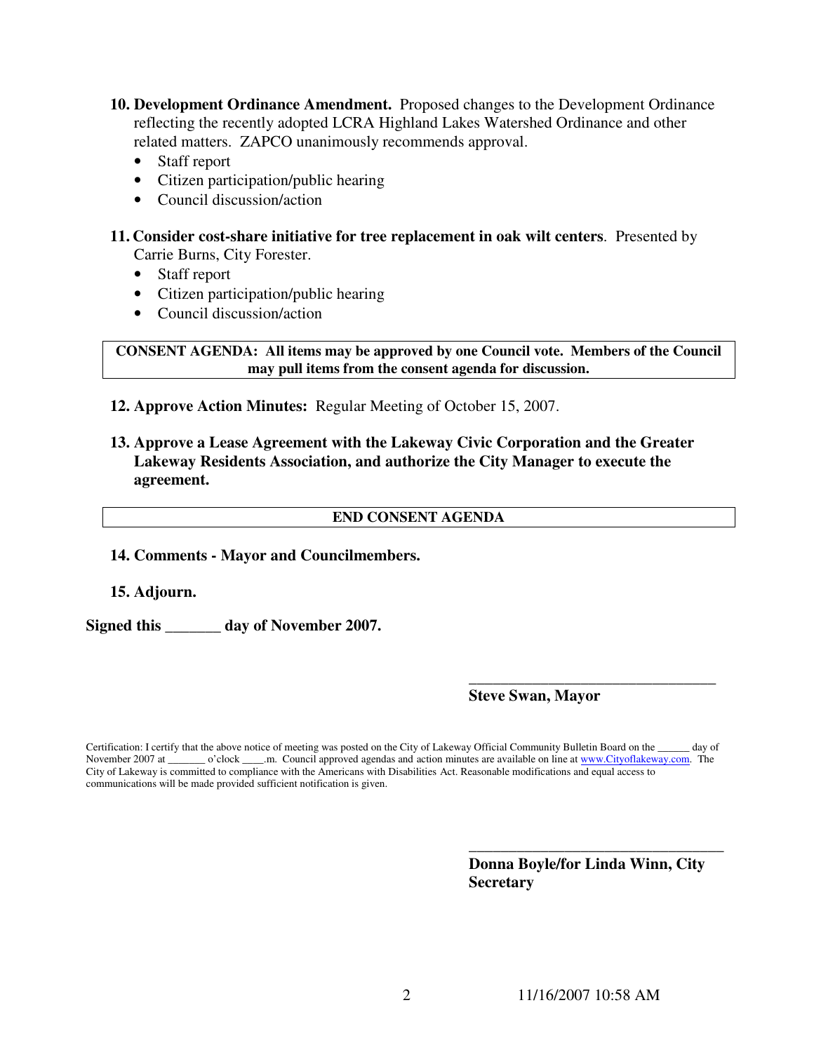**10. Development Ordinance Amendment.** Proposed changes to the Development Ordinance reflecting the recently adopted LCRA Highland Lakes Watershed Ordinance and other related matters. ZAPCO unanimously recommends approval.

- Staff report
- Citizen participation/public hearing
- Council discussion/action

**11. Consider cost-share initiative for tree replacement in oak wilt centers**. Presented by Carrie Burns, City Forester.

- Staff report
- Citizen participation/public hearing
- Council discussion/action

**CONSENT AGENDA: All items may be approved by one Council vote. Members of the Council may pull items from the consent agenda for discussion.**

**12. Approve Action Minutes:** Regular Meeting of October 15, 2007.

**13. Approve a Lease Agreement with the Lakeway Civic Corporation and the Greater Lakeway Residents Association, and authorize the City Manager to execute the agreement.**

**END CONSENT AGENDA**

**14. Comments - Mayor and Councilmembers.**

**15. Adjourn.**

**Signed this _______ day of November 2007.**

_________________________________

**Steve Swan, Mayor**

Certification: I certify that the above notice of meeting was posted on the City of Lakeway Official Community Bulletin Board on the ______ day of November 2007 at _______ o'clock ____.m. Council approved agendas and action minutes are available on line at www.Cityoflakeway.com. The City of Lakeway is committed to compliance with the Americans with Disabilities Act. Reasonable modifications and equal access to communications will be made provided sufficient notification is given.

__________________________________

**Donna Boyle/for Linda Winn, City Secretary**

11/16/2007 10:58 AM